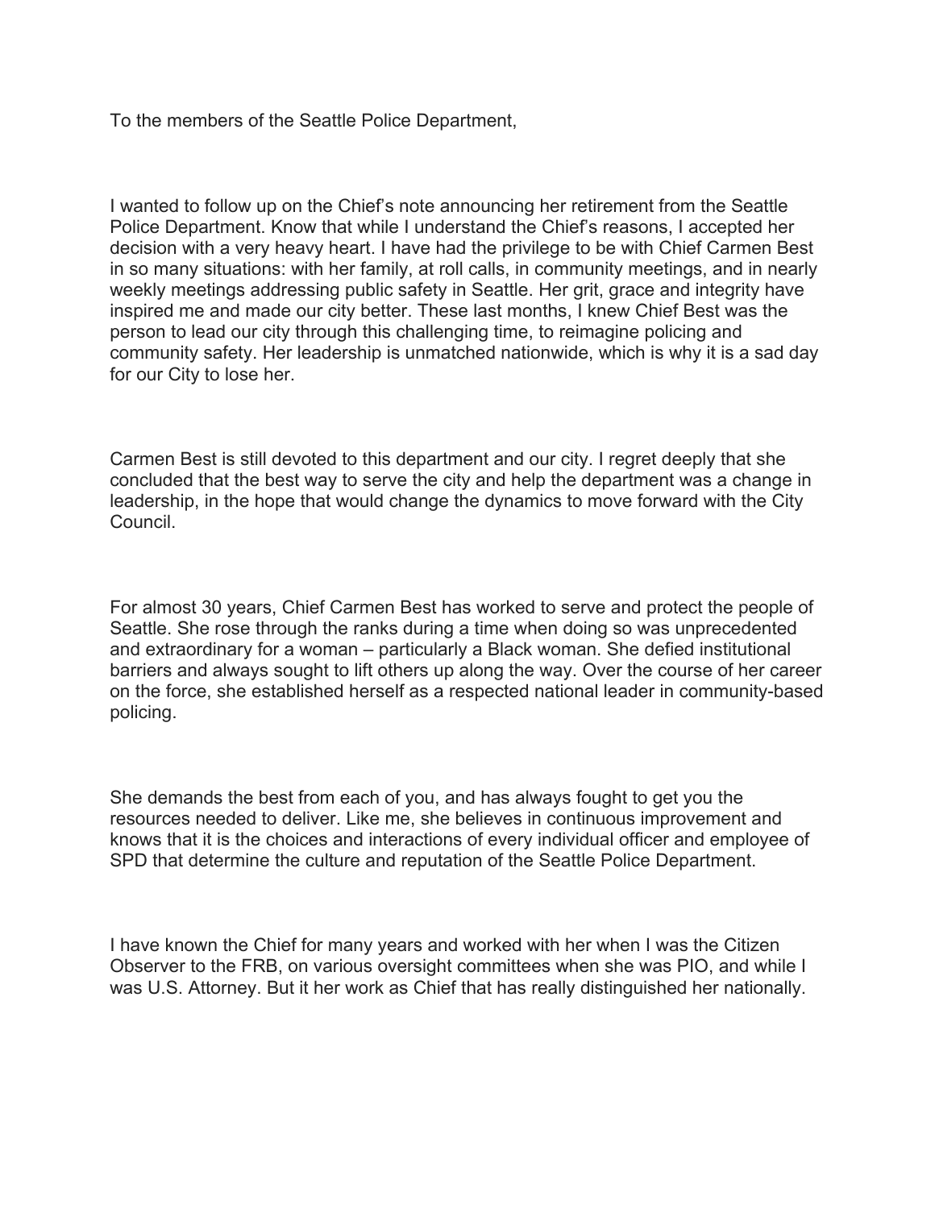To the members of the Seattle Police Department,

I wanted to follow up on the Chief's note announcing her retirement from the Seattle Police Department. Know that while I understand the Chief's reasons, I accepted her decision with a very heavy heart. I have had the privilege to be with Chief Carmen Best in so many situations: with her family, at roll calls, in community meetings, and in nearly weekly meetings addressing public safety in Seattle. Her grit, grace and integrity have inspired me and made our city better. These last months, I knew Chief Best was the person to lead our city through this challenging time, to reimagine policing and community safety. Her leadership is unmatched nationwide, which is why it is a sad day for our City to lose her.

Carmen Best is still devoted to this department and our city. I regret deeply that she concluded that the best way to serve the city and help the department was a change in leadership, in the hope that would change the dynamics to move forward with the City Council.

For almost 30 years, Chief Carmen Best has worked to serve and protect the people of Seattle. She rose through the ranks during a time when doing so was unprecedented and extraordinary for a woman – particularly a Black woman. She defied institutional barriers and always sought to lift others up along the way. Over the course of her career on the force, she established herself as a respected national leader in community-based policing.

She demands the best from each of you, and has always fought to get you the resources needed to deliver. Like me, she believes in continuous improvement and knows that it is the choices and interactions of every individual officer and employee of SPD that determine the culture and reputation of the Seattle Police Department.

I have known the Chief for many years and worked with her when I was the Citizen Observer to the FRB, on various oversight committees when she was PIO, and while I was U.S. Attorney. But it her work as Chief that has really distinguished her nationally.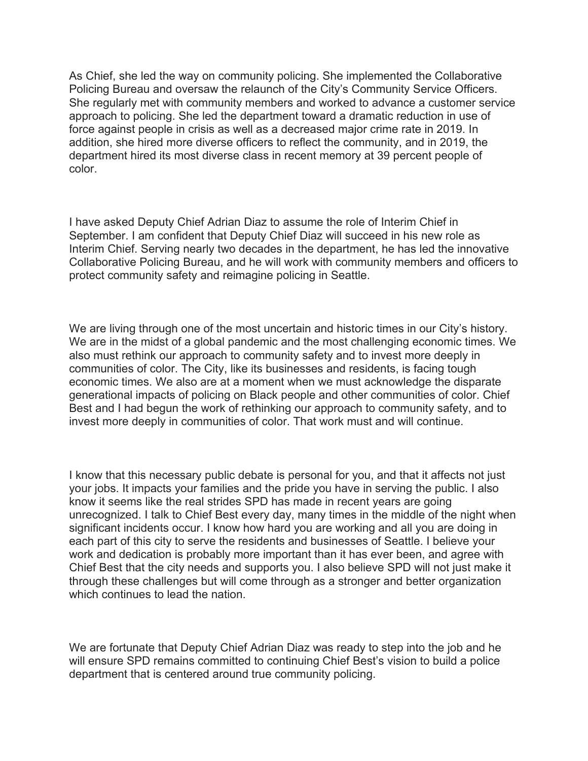As Chief, she led the way on community policing. She implemented the Collaborative Policing Bureau and oversaw the relaunch of the City's Community Service Officers. She regularly met with community members and worked to advance a customer service approach to policing. She led the department toward a dramatic reduction in use of force against people in crisis as well as a decreased major crime rate in 2019. In addition, she hired more diverse officers to reflect the community, and in 2019, the department hired its most diverse class in recent memory at 39 percent people of color.

I have asked Deputy Chief Adrian Diaz to assume the role of Interim Chief in September. I am confident that Deputy Chief Diaz will succeed in his new role as Interim Chief. Serving nearly two decades in the department, he has led the innovative Collaborative Policing Bureau, and he will work with community members and officers to protect community safety and reimagine policing in Seattle.

We are living through one of the most uncertain and historic times in our City's history. We are in the midst of a global pandemic and the most challenging economic times. We also must rethink our approach to community safety and to invest more deeply in communities of color. The City, like its businesses and residents, is facing tough economic times. We also are at a moment when we must acknowledge the disparate generational impacts of policing on Black people and other communities of color. Chief Best and I had begun the work of rethinking our approach to community safety, and to invest more deeply in communities of color. That work must and will continue.

I know that this necessary public debate is personal for you, and that it affects not just your jobs. It impacts your families and the pride you have in serving the public. I also know it seems like the real strides SPD has made in recent years are going unrecognized. I talk to Chief Best every day, many times in the middle of the night when significant incidents occur. I know how hard you are working and all you are doing in each part of this city to serve the residents and businesses of Seattle. I believe your work and dedication is probably more important than it has ever been, and agree with Chief Best that the city needs and supports you. I also believe SPD will not just make it through these challenges but will come through as a stronger and better organization which continues to lead the nation.

We are fortunate that Deputy Chief Adrian Diaz was ready to step into the job and he will ensure SPD remains committed to continuing Chief Best's vision to build a police department that is centered around true community policing.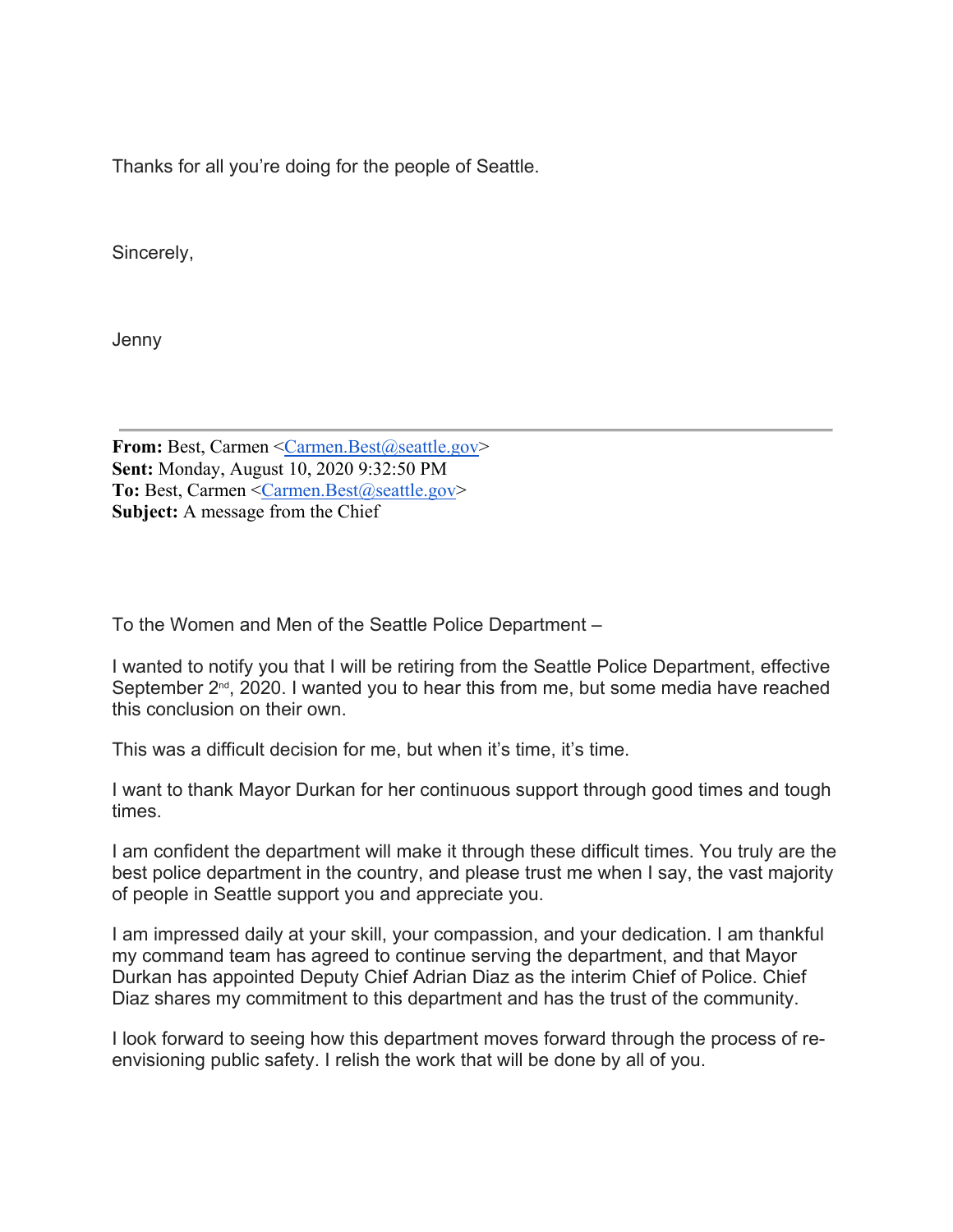Thanks for all you're doing for the people of Seattle.

Sincerely,

Jenny

---

**From:** Best, Carmen <Carmen.Best@seattle.gov>
**Sent:** Monday, August 10, 2020 9:32:50 PM
**To:** Best, Carmen <Carmen.Best@seattle.gov>
**Subject:** A message from the Chief

To the Women and Men of the Seattle Police Department –

I wanted to notify you that I will be retiring from the Seattle Police Department, effective September 2nd, 2020. I wanted you to hear this from me, but some media have reached this conclusion on their own.

This was a difficult decision for me, but when it's time, it's time.

I want to thank Mayor Durkan for her continuous support through good times and tough times.

I am confident the department will make it through these difficult times. You truly are the best police department in the country, and please trust me when I say, the vast majority of people in Seattle support you and appreciate you.

I am impressed daily at your skill, your compassion, and your dedication. I am thankful my command team has agreed to continue serving the department, and that Mayor Durkan has appointed Deputy Chief Adrian Diaz as the interim Chief of Police. Chief Diaz shares my commitment to this department and has the trust of the community.

I look forward to seeing how this department moves forward through the process of re-envisioning public safety. I relish the work that will be done by all of you.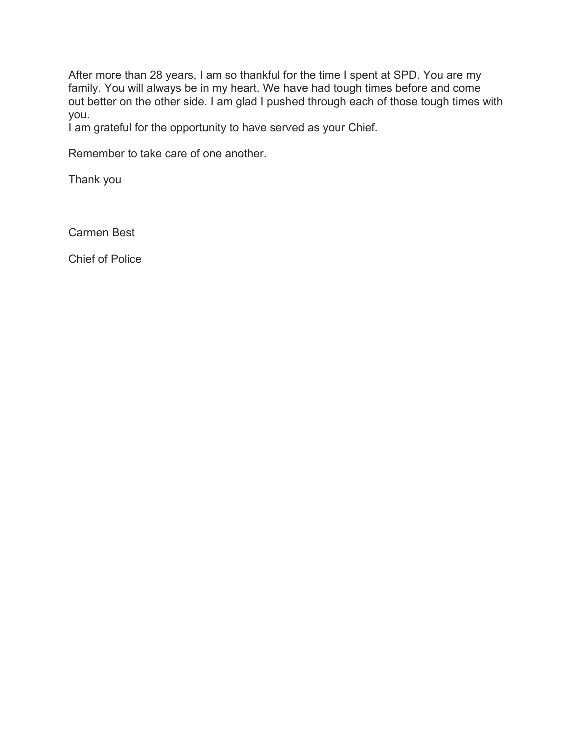After more than 28 years, I am so thankful for the time I spent at SPD. You are my family. You will always be in my heart. We have had tough times before and come out better on the other side. I am glad I pushed through each of those tough times with you.
I am grateful for the opportunity to have served as your Chief.

Remember to take care of one another.

Thank you

Carmen Best

Chief of Police